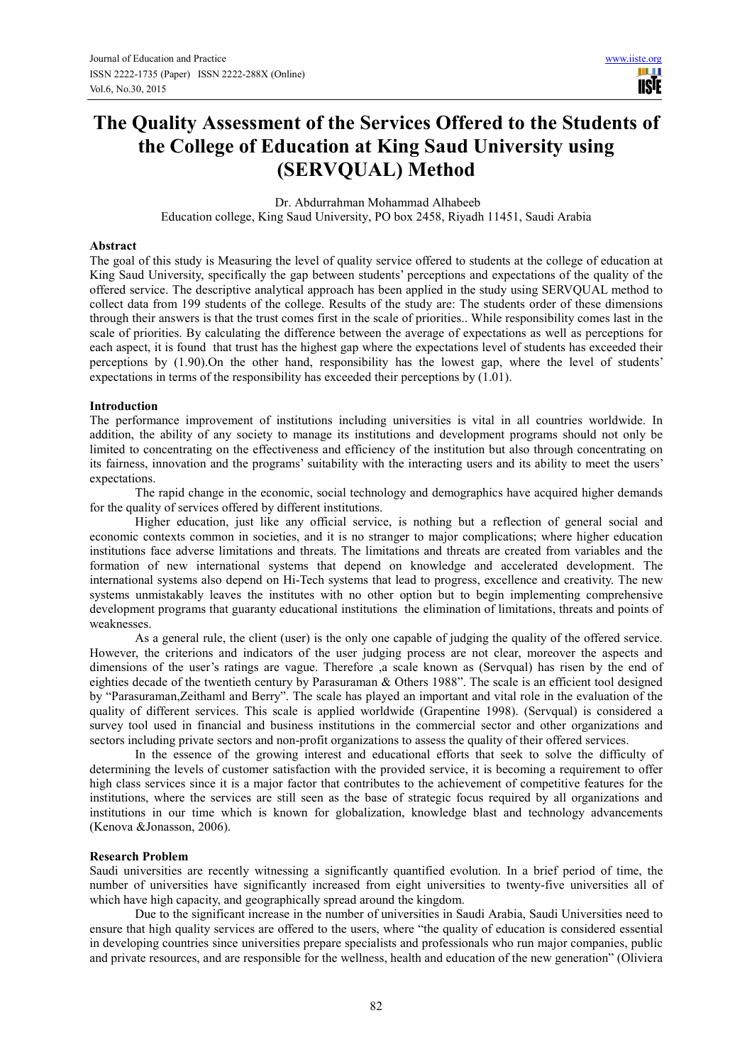# The Quality Assessment of the Services Offered to the Students of the College of Education at King Saud University using (SERVQUAL) Method

Dr. Abdurrahman Mohammad Alhabeeb

Education college, King Saud University, PO box 2458, Riyadh 11451, Saudi Arabia

## Abstract

The goal of this study is Measuring the level of quality service offered to students at the college of education at King Saud University, specifically the gap between students' perceptions and expectations of the quality of the offered service. The descriptive analytical approach has been applied in the study using SERVQUAL method to collect data from 199 students of the college. Results of the study are: The students order of these dimensions through their answers is that the trust comes first in the scale of priorities.. While responsibility comes last in the scale of priorities. By calculating the difference between the average of expectations as well as perceptions for each aspect, it is found that trust has the highest gap where the expectations level of students has exceeded their perceptions by (1.90).On the other hand, responsibility has the lowest gap, where the level of students' expectations in terms of the responsibility has exceeded their perceptions by (1.01).

## Introduction

The performance improvement of institutions including universities is vital in all countries worldwide. In addition, the ability of any society to manage its institutions and development programs should not only be limited to concentrating on the effectiveness and efficiency of the institution but also through concentrating on its fairness, innovation and the programs' suitability with the interacting users and its ability to meet the users' expectations.

The rapid change in the economic, social technology and demographics have acquired higher demands for the quality of services offered by different institutions.

Higher education, just like any official service, is nothing but a reflection of general social and economic contexts common in societies, and it is no stranger to major complications; where higher education institutions face adverse limitations and threats. The limitations and threats are created from variables and the formation of new international systems that depend on knowledge and accelerated development. The international systems also depend on Hi-Tech systems that lead to progress, excellence and creativity. The new systems unmistakably leaves the institutes with no other option but to begin implementing comprehensive development programs that guaranty educational institutions the elimination of limitations, threats and points of weaknesses.

As a general rule, the client (user) is the only one capable of judging the quality of the offered service. However, the criterions and indicators of the user judging process are not clear, moreover the aspects and dimensions of the user's ratings are vague. Therefore ,a scale known as (Servqual) has risen by the end of eighties decade of the twentieth century by Parasuraman & Others 1988". The scale is an efficient tool designed by "Parasuraman,Zeithaml and Berry". The scale has played an important and vital role in the evaluation of the quality of different services. This scale is applied worldwide (Grapentine 1998). (Servqual) is considered a survey tool used in financial and business institutions in the commercial sector and other organizations and sectors including private sectors and non-profit organizations to assess the quality of their offered services.

In the essence of the growing interest and educational efforts that seek to solve the difficulty of determining the levels of customer satisfaction with the provided service, it is becoming a requirement to offer high class services since it is a major factor that contributes to the achievement of competitive features for the institutions, where the services are still seen as the base of strategic focus required by all organizations and institutions in our time which is known for globalization, knowledge blast and technology advancements (Kenova &Jonasson, 2006).

## Research Problem

Saudi universities are recently witnessing a significantly quantified evolution. In a brief period of time, the number of universities have significantly increased from eight universities to twenty-five universities all of which have high capacity, and geographically spread around the kingdom.

Due to the significant increase in the number of universities in Saudi Arabia, Saudi Universities need to ensure that high quality services are offered to the users, where "the quality of education is considered essential in developing countries since universities prepare specialists and professionals who run major companies, public and private resources, and are responsible for the wellness, health and education of the new generation" (Oliviera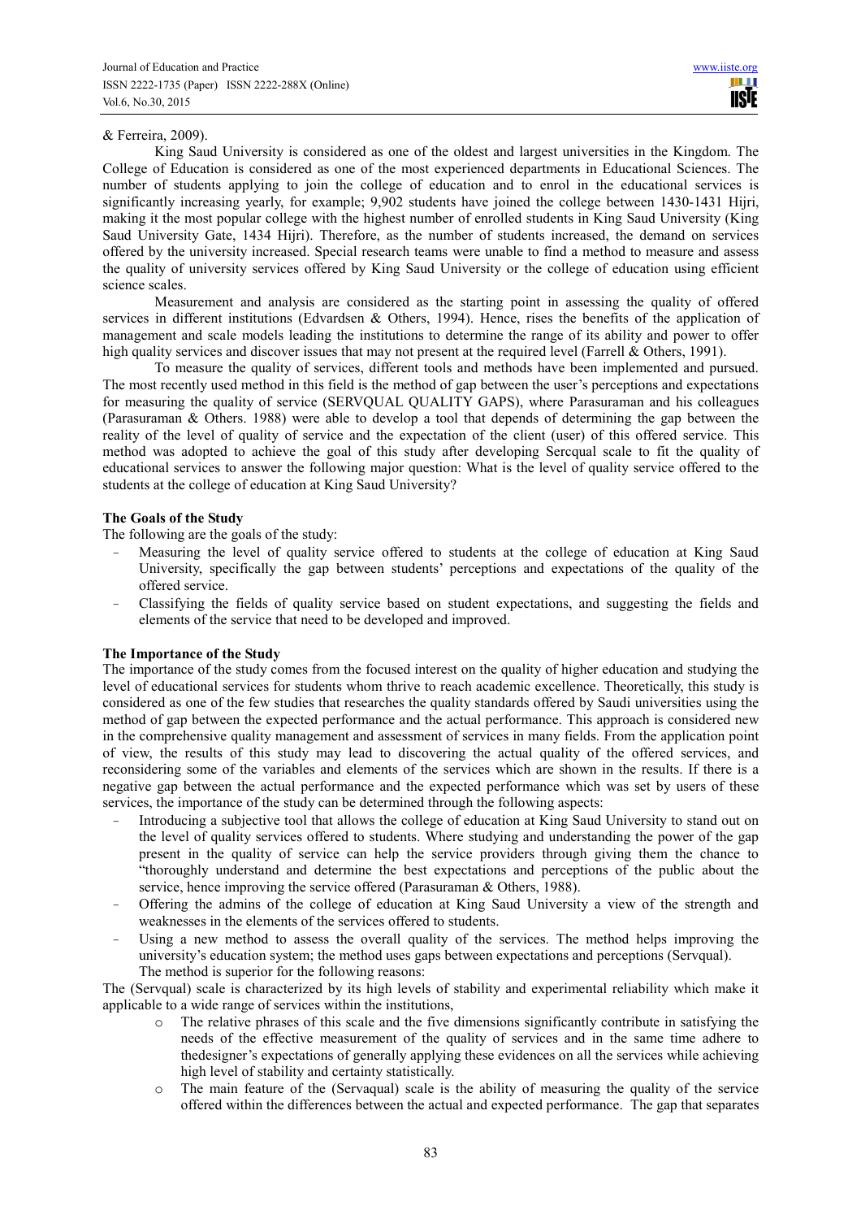& Ferreira, 2009).

King Saud University is considered as one of the oldest and largest universities in the Kingdom. The College of Education is considered as one of the most experienced departments in Educational Sciences. The number of students applying to join the college of education and to enrol in the educational services is significantly increasing yearly, for example; 9,902 students have joined the college between 1430-1431 Hijri, making it the most popular college with the highest number of enrolled students in King Saud University (King Saud University Gate, 1434 Hijri). Therefore, as the number of students increased, the demand on services offered by the university increased. Special research teams were unable to find a method to measure and assess the quality of university services offered by King Saud University or the college of education using efficient science scales.

Measurement and analysis are considered as the starting point in assessing the quality of offered services in different institutions (Edvardsen & Others, 1994). Hence, rises the benefits of the application of management and scale models leading the institutions to determine the range of its ability and power to offer high quality services and discover issues that may not present at the required level (Farrell & Others, 1991).

To measure the quality of services, different tools and methods have been implemented and pursued. The most recently used method in this field is the method of gap between the user's perceptions and expectations for measuring the quality of service (SERVQUAL QUALITY GAPS), where Parasuraman and his colleagues (Parasuraman & Others. 1988) were able to develop a tool that depends of determining the gap between the reality of the level of quality of service and the expectation of the client (user) of this offered service. This method was adopted to achieve the goal of this study after developing Sercqual scale to fit the quality of educational services to answer the following major question: What is the level of quality service offered to the students at the college of education at King Saud University?

## The Goals of the Study

The following are the goals of the study:

- Measuring the level of quality service offered to students at the college of education at King Saud University, specifically the gap between students' perceptions and expectations of the quality of the offered service.
- Classifying the fields of quality service based on student expectations, and suggesting the fields and elements of the service that need to be developed and improved.

## The Importance of the Study

The importance of the study comes from the focused interest on the quality of higher education and studying the level of educational services for students whom thrive to reach academic excellence. Theoretically, this study is considered as one of the few studies that researches the quality standards offered by Saudi universities using the method of gap between the expected performance and the actual performance. This approach is considered new in the comprehensive quality management and assessment of services in many fields. From the application point of view, the results of this study may lead to discovering the actual quality of the offered services, and reconsidering some of the variables and elements of the services which are shown in the results. If there is a negative gap between the actual performance and the expected performance which was set by users of these services, the importance of the study can be determined through the following aspects:

- Introducing a subjective tool that allows the college of education at King Saud University to stand out on the level of quality services offered to students. Where studying and understanding the power of the gap present in the quality of service can help the service providers through giving them the chance to "thoroughly understand and determine the best expectations and perceptions of the public about the service, hence improving the service offered (Parasuraman & Others, 1988).
- Offering the admins of the college of education at King Saud University a view of the strength and weaknesses in the elements of the services offered to students.
- Using a new method to assess the overall quality of the services. The method helps improving the university's education system; the method uses gaps between expectations and perceptions (Servqual).
  The method is superior for the following reasons:

The (Servqual) scale is characterized by its high levels of stability and experimental reliability which make it applicable to a wide range of services within the institutions,

- o The relative phrases of this scale and the five dimensions significantly contribute in satisfying the needs of the effective measurement of the quality of services and in the same time adhere to thedesigner's expectations of generally applying these evidences on all the services while achieving high level of stability and certainty statistically.
- o The main feature of the (Servaqual) scale is the ability of measuring the quality of the service offered within the differences between the actual and expected performance. The gap that separates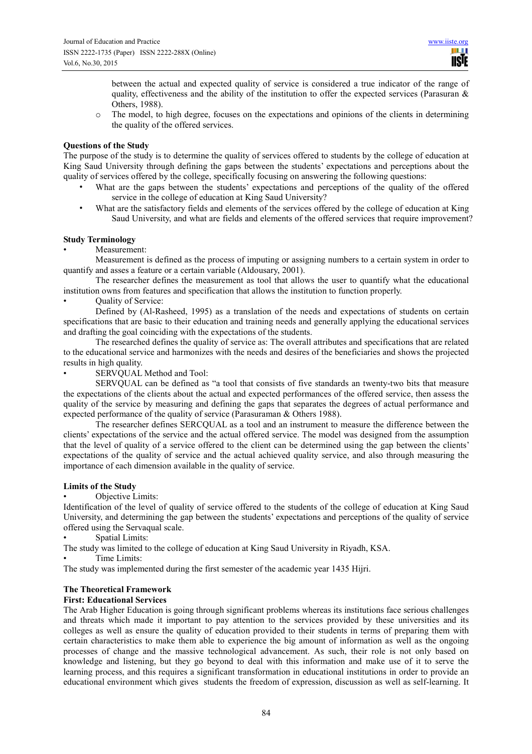between the actual and expected quality of service is considered a true indicator of the range of quality, effectiveness and the ability of the institution to offer the expected services (Parasuran & Others, 1988).

- The model, to high degree, focuses on the expectations and opinions of the clients in determining the quality of the offered services.

**Questions of the Study**

The purpose of the study is to determine the quality of services offered to students by the college of education at King Saud University through defining the gaps between the students' expectations and perceptions about the quality of services offered by the college, specifically focusing on answering the following questions:

- What are the gaps between the students' expectations and perceptions of the quality of the offered service in the college of education at King Saud University?
- What are the satisfactory fields and elements of the services offered by the college of education at King Saud University, and what are fields and elements of the offered services that require improvement?

**Study Terminology**

- Measurement:

Measurement is defined as the process of imputing or assigning numbers to a certain system in order to quantify and asses a feature or a certain variable (Aldousary, 2001).

The researcher defines the measurement as tool that allows the user to quantify what the educational institution owns from features and specification that allows the institution to function properly.

- Quality of Service:

Defined by (Al-Rasheed, 1995) as a translation of the needs and expectations of students on certain specifications that are basic to their education and training needs and generally applying the educational services and drafting the goal coinciding with the expectations of the students.

The researched defines the quality of service as: The overall attributes and specifications that are related to the educational service and harmonizes with the needs and desires of the beneficiaries and shows the projected results in high quality.

- SERVQUAL Method and Tool:

SERVQUAL can be defined as "a tool that consists of five standards an twenty-two bits that measure the expectations of the clients about the actual and expected performances of the offered service, then assess the quality of the service by measuring and defining the gaps that separates the degrees of actual performance and expected performance of the quality of service (Parasuraman & Others 1988).

The researcher defines SERCQUAL as a tool and an instrument to measure the difference between the clients' expectations of the service and the actual offered service. The model was designed from the assumption that the level of quality of a service offered to the client can be determined using the gap between the clients' expectations of the quality of service and the actual achieved quality service, and also through measuring the importance of each dimension available in the quality of service.

**Limits of the Study**

- Objective Limits:

Identification of the level of quality of service offered to the students of the college of education at King Saud University, and determining the gap between the students' expectations and perceptions of the quality of service offered using the Servaqual scale.

- Spatial Limits:

The study was limited to the college of education at King Saud University in Riyadh, KSA.

- Time Limits:

The study was implemented during the first semester of the academic year 1435 Hijri.

**The Theoretical Framework**

**First: Educational Services**

The Arab Higher Education is going through significant problems whereas its institutions face serious challenges and threats which made it important to pay attention to the services provided by these universities and its colleges as well as ensure the quality of education provided to their students in terms of preparing them with certain characteristics to make them able to experience the big amount of information as well as the ongoing processes of change and the massive technological advancement. As such, their role is not only based on knowledge and listening, but they go beyond to deal with this information and make use of it to serve the learning process, and this requires a significant transformation in educational institutions in order to provide an educational environment which gives students the freedom of expression, discussion as well as self-learning. It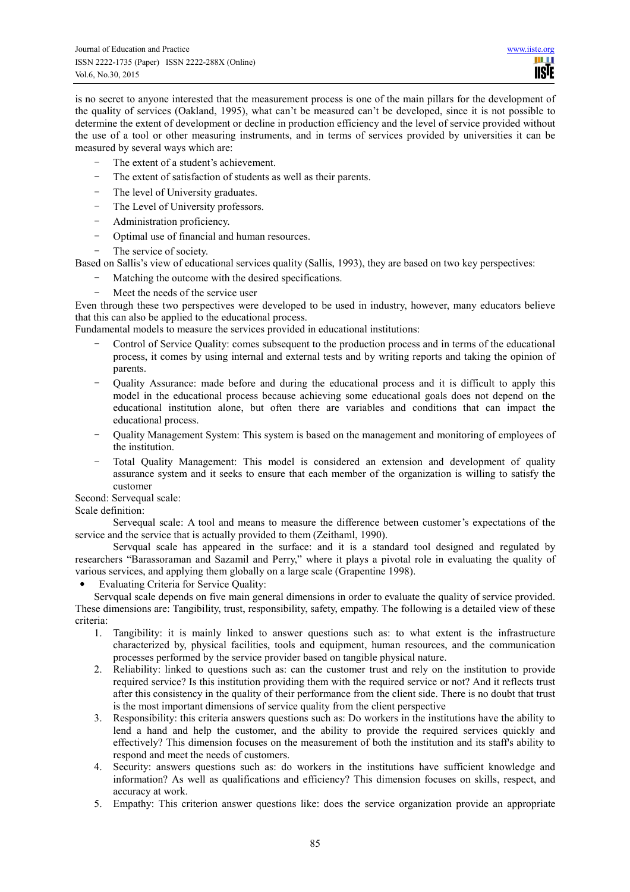is no secret to anyone interested that the measurement process is one of the main pillars for the development of the quality of services (Oakland, 1995), what can't be measured can't be developed, since it is not possible to determine the extent of development or decline in production efficiency and the level of service provided without the use of a tool or other measuring instruments, and in terms of services provided by universities it can be measured by several ways which are:

- The extent of a student's achievement.
- The extent of satisfaction of students as well as their parents.
- The level of University graduates.
- The Level of University professors.
- Administration proficiency.
- Optimal use of financial and human resources.
- The service of society.

Based on Sallis's view of educational services quality (Sallis, 1993), they are based on two key perspectives:

- Matching the outcome with the desired specifications.
- Meet the needs of the service user

Even through these two perspectives were developed to be used in industry, however, many educators believe that this can also be applied to the educational process.

Fundamental models to measure the services provided in educational institutions:

- Control of Service Quality: comes subsequent to the production process and in terms of the educational process, it comes by using internal and external tests and by writing reports and taking the opinion of parents.
- Quality Assurance: made before and during the educational process and it is difficult to apply this model in the educational process because achieving some educational goals does not depend on the educational institution alone, but often there are variables and conditions that can impact the educational process.
- Quality Management System: This system is based on the management and monitoring of employees of the institution.
- Total Quality Management: This model is considered an extension and development of quality assurance system and it seeks to ensure that each member of the organization is willing to satisfy the customer

Second: Servequal scale:

Scale definition:

Servequal scale: A tool and means to measure the difference between customer's expectations of the service and the service that is actually provided to them (Zeithaml, 1990).

Servqual scale has appeared in the surface: and it is a standard tool designed and regulated by researchers "Barassoraman and Sazamil and Perry," where it plays a pivotal role in evaluating the quality of various services, and applying them globally on a large scale (Grapentine 1998).

- Evaluating Criteria for Service Quality:

Servqual scale depends on five main general dimensions in order to evaluate the quality of service provided. These dimensions are: Tangibility, trust, responsibility, safety, empathy. The following is a detailed view of these criteria:

1. Tangibility: it is mainly linked to answer questions such as: to what extent is the infrastructure characterized by, physical facilities, tools and equipment, human resources, and the communication processes performed by the service provider based on tangible physical nature.
2. Reliability: linked to questions such as: can the customer trust and rely on the institution to provide required service? Is this institution providing them with the required service or not? And it reflects trust after this consistency in the quality of their performance from the client side. There is no doubt that trust is the most important dimensions of service quality from the client perspective
3. Responsibility: this criteria answers questions such as: Do workers in the institutions have the ability to lend a hand and help the customer, and the ability to provide the required services quickly and effectively? This dimension focuses on the measurement of both the institution and its staff's ability to respond and meet the needs of customers.
4. Security: answers questions such as: do workers in the institutions have sufficient knowledge and information? As well as qualifications and efficiency? This dimension focuses on skills, respect, and accuracy at work.
5. Empathy: This criterion answer questions like: does the service organization provide an appropriate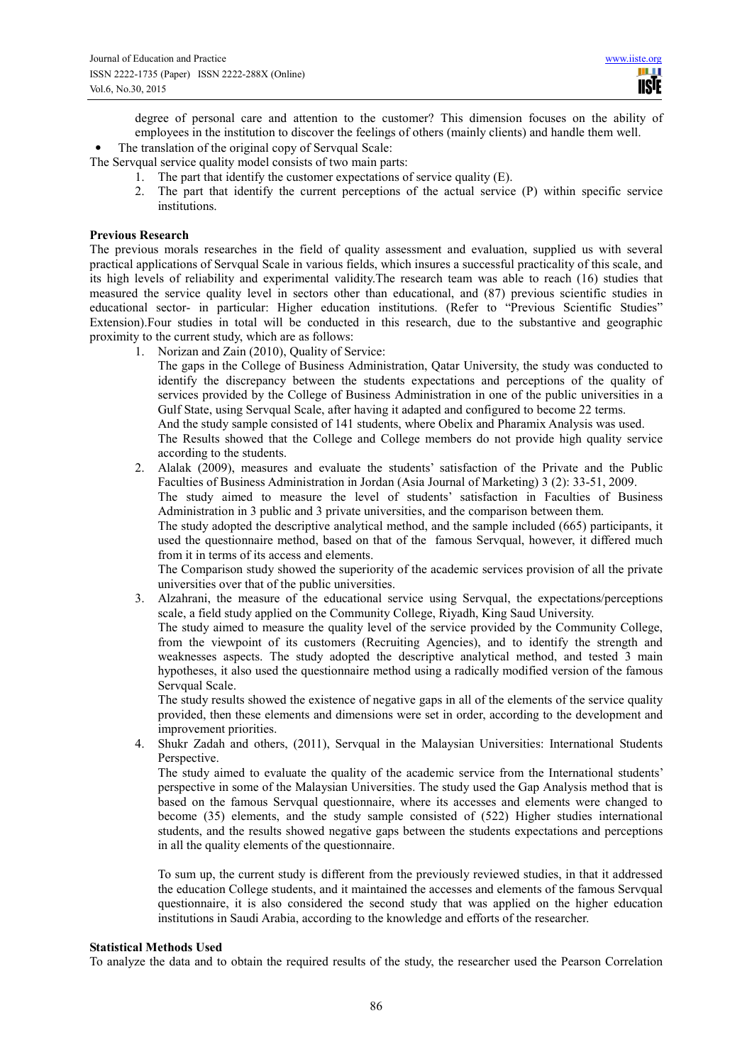degree of personal care and attention to the customer? This dimension focuses on the ability of employees in the institution to discover the feelings of others (mainly clients) and handle them well.

- The translation of the original copy of Servqual Scale:

The Servqual service quality model consists of two main parts:

1. The part that identify the customer expectations of service quality (E).
2. The part that identify the current perceptions of the actual service (P) within specific service institutions.

**Previous Research**

The previous morals researches in the field of quality assessment and evaluation, supplied us with several practical applications of Servqual Scale in various fields, which insures a successful practicality of this scale, and its high levels of reliability and experimental validity.The research team was able to reach (16) studies that measured the service quality level in sectors other than educational, and (87) previous scientific studies in educational sector- in particular: Higher education institutions. (Refer to "Previous Scientific Studies" Extension).Four studies in total will be conducted in this research, due to the substantive and geographic proximity to the current study, which are as follows:

1. Norizan and Zain (2010), Quality of Service:

   The gaps in the College of Business Administration, Qatar University, the study was conducted to identify the discrepancy between the students expectations and perceptions of the quality of services provided by the College of Business Administration in one of the public universities in a Gulf State, using Servqual Scale, after having it adapted and configured to become 22 terms.

   And the study sample consisted of 141 students, where Obelix and Pharamix Analysis was used.

   The Results showed that the College and College members do not provide high quality service according to the students.

2. Alalak (2009), measures and evaluate the students' satisfaction of the Private and the Public Faculties of Business Administration in Jordan (Asia Journal of Marketing) 3 (2): 33-51, 2009.

   The study aimed to measure the level of students' satisfaction in Faculties of Business Administration in 3 public and 3 private universities, and the comparison between them.

   The study adopted the descriptive analytical method, and the sample included (665) participants, it used the questionnaire method, based on that of the famous Servqual, however, it differed much from it in terms of its access and elements.

   The Comparison study showed the superiority of the academic services provision of all the private universities over that of the public universities.

3. Alzahrani, the measure of the educational service using Servqual, the expectations/perceptions scale, a field study applied on the Community College, Riyadh, King Saud University.

   The study aimed to measure the quality level of the service provided by the Community College, from the viewpoint of its customers (Recruiting Agencies), and to identify the strength and weaknesses aspects. The study adopted the descriptive analytical method, and tested 3 main hypotheses, it also used the questionnaire method using a radically modified version of the famous Servqual Scale.

   The study results showed the existence of negative gaps in all of the elements of the service quality provided, then these elements and dimensions were set in order, according to the development and improvement priorities.

4. Shukr Zadah and others, (2011), Servqual in the Malaysian Universities: International Students Perspective.

   The study aimed to evaluate the quality of the academic service from the International students' perspective in some of the Malaysian Universities. The study used the Gap Analysis method that is based on the famous Servqual questionnaire, where its accesses and elements were changed to become (35) elements, and the study sample consisted of (522) Higher studies international students, and the results showed negative gaps between the students expectations and perceptions in all the quality elements of the questionnaire.

   To sum up, the current study is different from the previously reviewed studies, in that it addressed the education College students, and it maintained the accesses and elements of the famous Servqual questionnaire, it is also considered the second study that was applied on the higher education institutions in Saudi Arabia, according to the knowledge and efforts of the researcher.

**Statistical Methods Used**

To analyze the data and to obtain the required results of the study, the researcher used the Pearson Correlation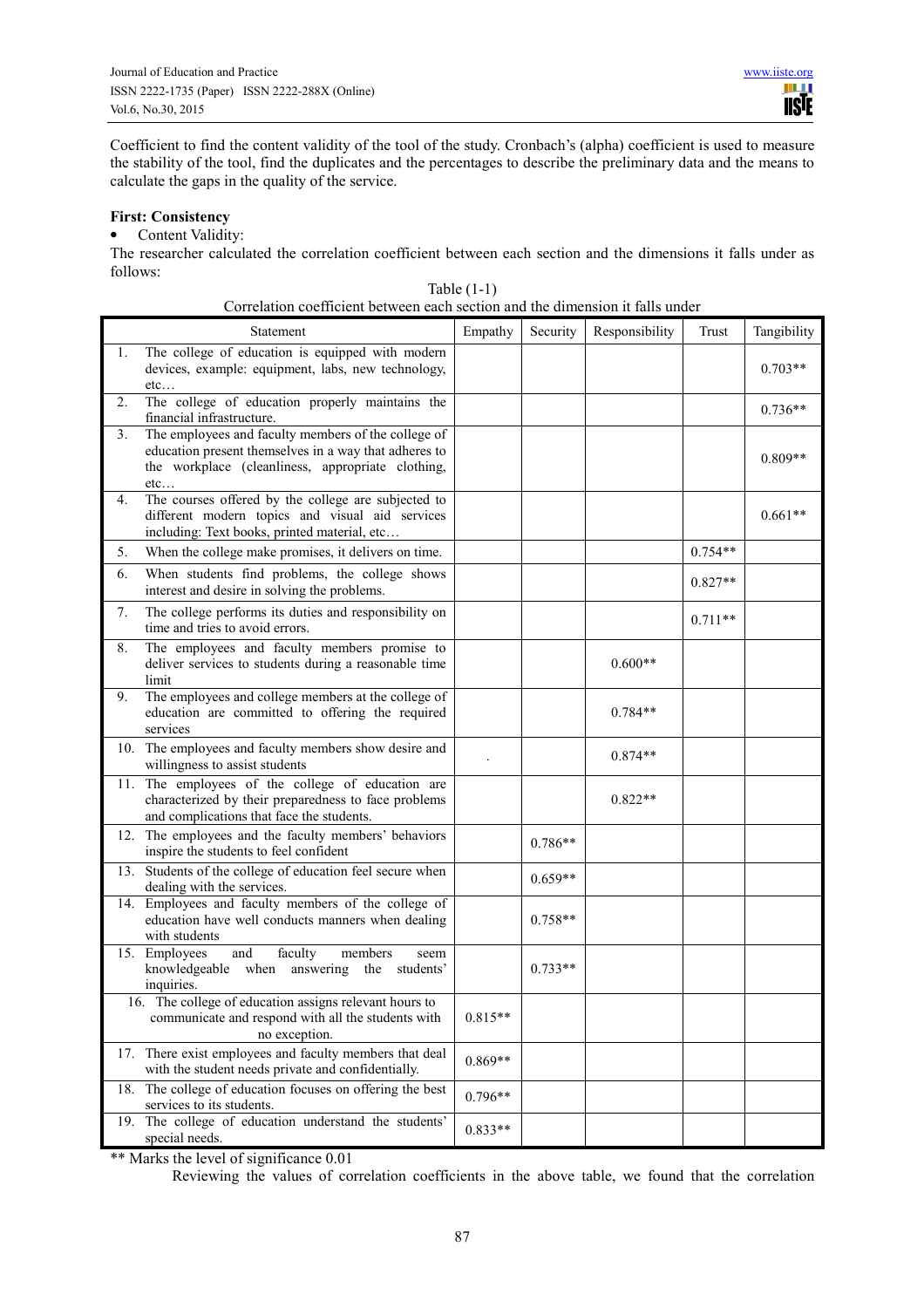Coefficient to find the content validity of the tool of the study. Cronbach's (alpha) coefficient is used to measure the stability of the tool, find the duplicates and the percentages to describe the preliminary data and the means to calculate the gaps in the quality of the service.

**First: Consistency**

- Content Validity:

The researcher calculated the correlation coefficient between each section and the dimensions it falls under as follows:

Table (1-1)
Correlation coefficient between each section and the dimension it falls under

| Statement | Empathy | Security | Responsibility | Trust | Tangibility |
|---|---|---|---|---|---|
| 1. The college of education is equipped with modern devices, example: equipment, labs, new technology, etc… | | | | | 0.703** |
| 2. The college of education properly maintains the financial infrastructure. | | | | | 0.736** |
| 3. The employees and faculty members of the college of education present themselves in a way that adheres to the workplace (cleanliness, appropriate clothing, etc… | | | | | 0.809** |
| 4. The courses offered by the college are subjected to different modern topics and visual aid services including: Text books, printed material, etc… | | | | | 0.661** |
| 5. When the college make promises, it delivers on time. | | | | 0.754** | |
| 6. When students find problems, the college shows interest and desire in solving the problems. | | | | 0.827** | |
| 7. The college performs its duties and responsibility on time and tries to avoid errors. | | | | 0.711** | |
| 8. The employees and faculty members promise to deliver services to students during a reasonable time limit | | | 0.600** | | |
| 9. The employees and college members at the college of education are committed to offering the required services | | | 0.784** | | |
| 10. The employees and faculty members show desire and willingness to assist students | . | | 0.874** | | |
| 11. The employees of the college of education are characterized by their preparedness to face problems and complications that face the students. | | | 0.822** | | |
| 12. The employees and the faculty members' behaviors inspire the students to feel confident | | 0.786** | | | |
| 13. Students of the college of education feel secure when dealing with the services. | | 0.659** | | | |
| 14. Employees and faculty members of the college of education have well conducts manners when dealing with students | | 0.758** | | | |
| 15. Employees and faculty members seem knowledgeable when answering the students' inquiries. | | 0.733** | | | |
| 16. The college of education assigns relevant hours to communicate and respond with all the students with no exception. | 0.815** | | | | |
| 17. There exist employees and faculty members that deal with the student needs private and confidentially. | 0.869** | | | | |
| 18. The college of education focuses on offering the best services to its students. | 0.796** | | | | |
| 19. The college of education understand the students' special needs. | 0.833** | | | | |

** Marks the level of significance 0.01

Reviewing the values of correlation coefficients in the above table, we found that the correlation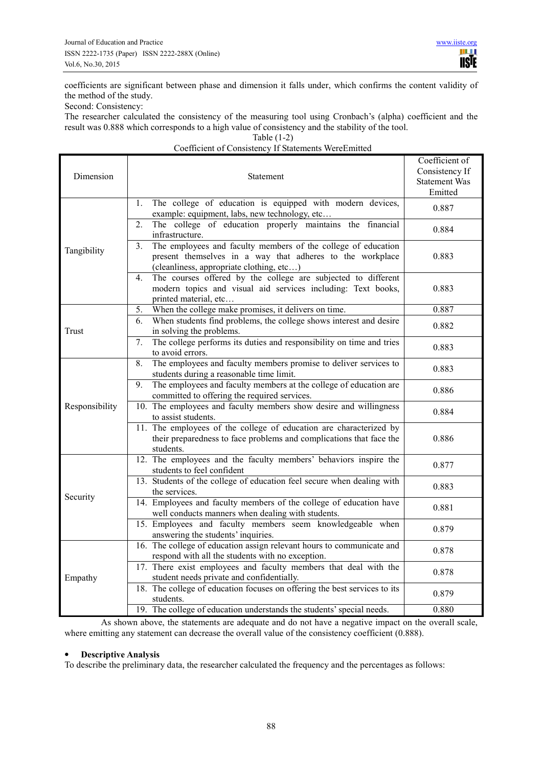coefficients are significant between phase and dimension it falls under, which confirms the content validity of the method of the study.

Second: Consistency:

The researcher calculated the consistency of the measuring tool using Cronbach's (alpha) coefficient and the result was 0.888 which corresponds to a high value of consistency and the stability of the tool.

Table (1-2)

Coefficient of Consistency If Statements WereEmitted

| Dimension | Statement | Coefficient of Consistency If Statement Was Emitted |
|---|---|---|
| Tangibility | 1. The college of education is equipped with modern devices, example: equipment, labs, new technology, etc… | 0.887 |
| | 2. The college of education properly maintains the financial infrastructure. | 0.884 |
| | 3. The employees and faculty members of the college of education present themselves in a way that adheres to the workplace (cleanliness, appropriate clothing, etc…) | 0.883 |
| | 4. The courses offered by the college are subjected to different modern topics and visual aid services including: Text books, printed material, etc… | 0.883 |
| Trust | 5. When the college make promises, it delivers on time. | 0.887 |
| | 6. When students find problems, the college shows interest and desire in solving the problems. | 0.882 |
| | 7. The college performs its duties and responsibility on time and tries to avoid errors. | 0.883 |
| Responsibility | 8. The employees and faculty members promise to deliver services to students during a reasonable time limit. | 0.883 |
| | 9. The employees and faculty members at the college of education are committed to offering the required services. | 0.886 |
| | 10. The employees and faculty members show desire and willingness to assist students. | 0.884 |
| | 11. The employees of the college of education are characterized by their preparedness to face problems and complications that face the students. | 0.886 |
| Security | 12. The employees and the faculty members' behaviors inspire the students to feel confident | 0.877 |
| | 13. Students of the college of education feel secure when dealing with the services. | 0.883 |
| | 14. Employees and faculty members of the college of education have well conducts manners when dealing with students. | 0.881 |
| | 15. Employees and faculty members seem knowledgeable when answering the students' inquiries. | 0.879 |
| Empathy | 16. The college of education assign relevant hours to communicate and respond with all the students with no exception. | 0.878 |
| | 17. There exist employees and faculty members that deal with the student needs private and confidentially. | 0.878 |
| | 18. The college of education focuses on offering the best services to its students. | 0.879 |
| | 19. The college of education understands the students' special needs. | 0.880 |

As shown above, the statements are adequate and do not have a negative impact on the overall scale, where emitting any statement can decrease the overall value of the consistency coefficient (0.888).

- **Descriptive Analysis**

To describe the preliminary data, the researcher calculated the frequency and the percentages as follows: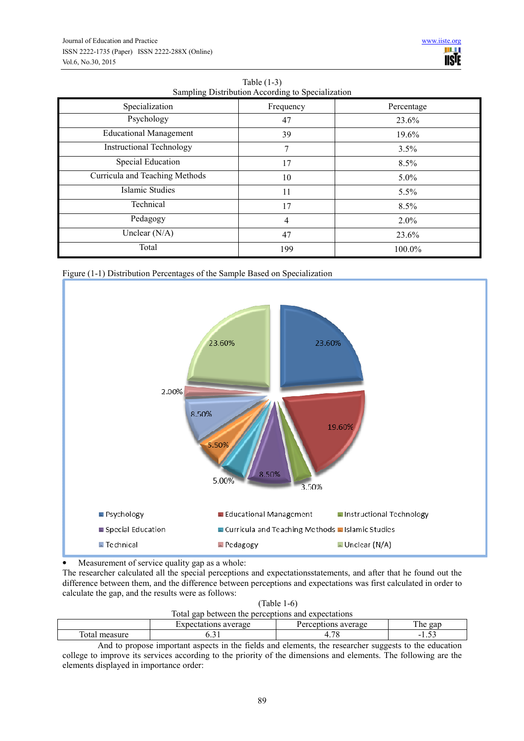Table (1-3)
Sampling Distribution According to Specialization

| Specialization | Frequency | Percentage |
|---|---|---|
| Psychology | 47 | 23.6% |
| Educational Management | 39 | 19.6% |
| Instructional Technology | 7 | 3.5% |
| Special Education | 17 | 8.5% |
| Curricula and Teaching Methods | 10 | 5.0% |
| Islamic Studies | 11 | 5.5% |
| Technical | 17 | 8.5% |
| Pedagogy | 4 | 2.0% |
| Unclear (N/A) | 47 | 23.6% |
| Total | 199 | 100.0% |

Figure (1-1) Distribution Percentages of the Sample Based on Specialization

- Measurement of service quality gap as a whole:

The researcher calculated all the special perceptions and expectationsstatements, and after that he found out the difference between them, and the difference between perceptions and expectations was first calculated in order to calculate the gap, and the results were as follows:

(Table 1-6)
Total gap between the perceptions and expectations

| | Expectations average | Perceptions average | The gap |
|---|---|---|---|
| Total measure | 6.31 | 4.78 | -1.53 |

And to propose important aspects in the fields and elements, the researcher suggests to the education college to improve its services according to the priority of the dimensions and elements. The following are the elements displayed in importance order: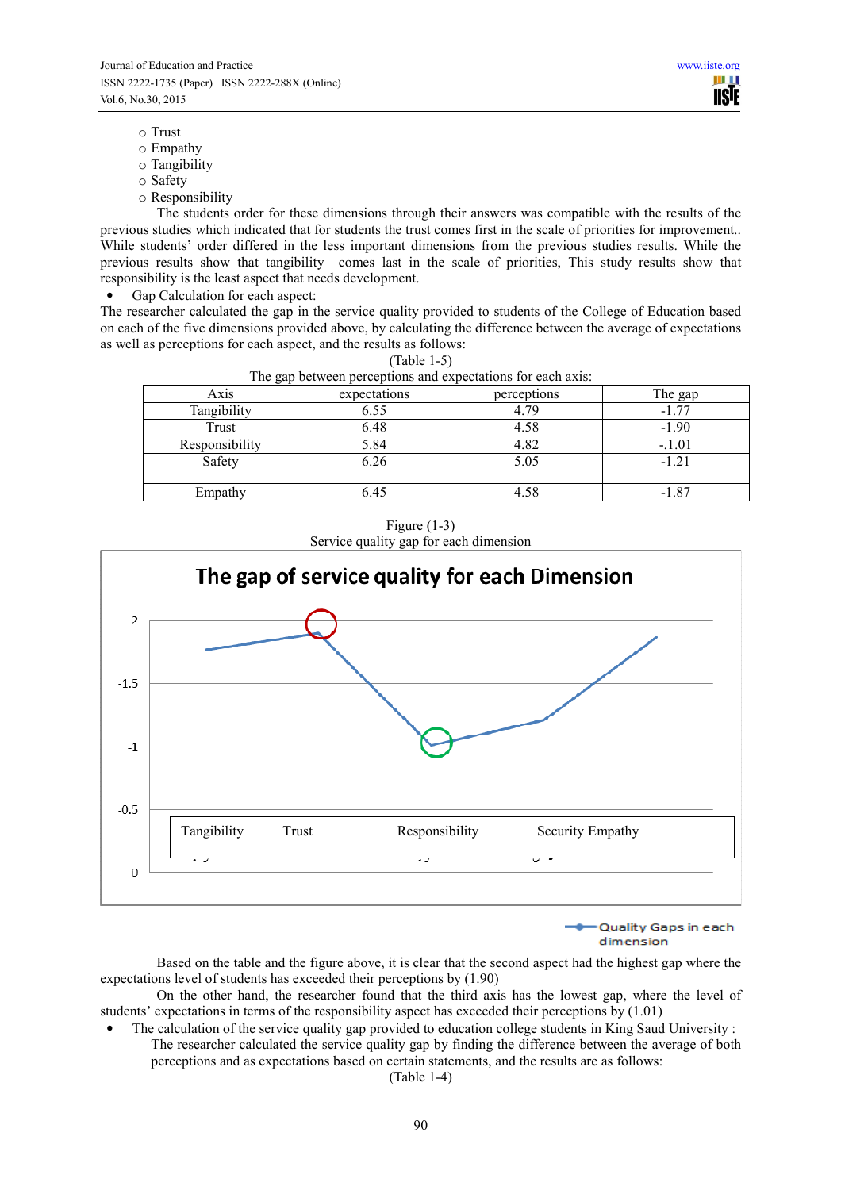- Trust
- Empathy
- Tangibility
- Safety
- Responsibility

The students order for these dimensions through their answers was compatible with the results of the previous studies which indicated that for students the trust comes first in the scale of priorities for improvement.. While students' order differed in the less important dimensions from the previous studies results. While the previous results show that tangibility comes last in the scale of priorities, This study results show that responsibility is the least aspect that needs development.

- Gap Calculation for each aspect:

The researcher calculated the gap in the service quality provided to students of the College of Education based on each of the five dimensions provided above, by calculating the difference between the average of expectations as well as perceptions for each aspect, and the results as follows:

(Table 1-5)

The gap between perceptions and expectations for each axis:

| Axis | expectations | perceptions | The gap |
|---|---|---|---|
| Tangibility | 6.55 | 4.79 | -1.77 |
| Trust | 6.48 | 4.58 | -1.90 |
| Responsibility | 5.84 | 4.82 | -.1.01 |
| Safety | 6.26 | 5.05 | -1.21 |
| Empathy | 6.45 | 4.58 | -1.87 |

Figure (1-3)

Service quality gap for each dimension

Based on the table and the figure above, it is clear that the second aspect had the highest gap where the expectations level of students has exceeded their perceptions by (1.90)

On the other hand, the researcher found that the third axis has the lowest gap, where the level of students' expectations in terms of the responsibility aspect has exceeded their perceptions by (1.01)

- The calculation of the service quality gap provided to education college students in King Saud University : The researcher calculated the service quality gap by finding the difference between the average of both perceptions and as expectations based on certain statements, and the results are as follows:

(Table 1-4)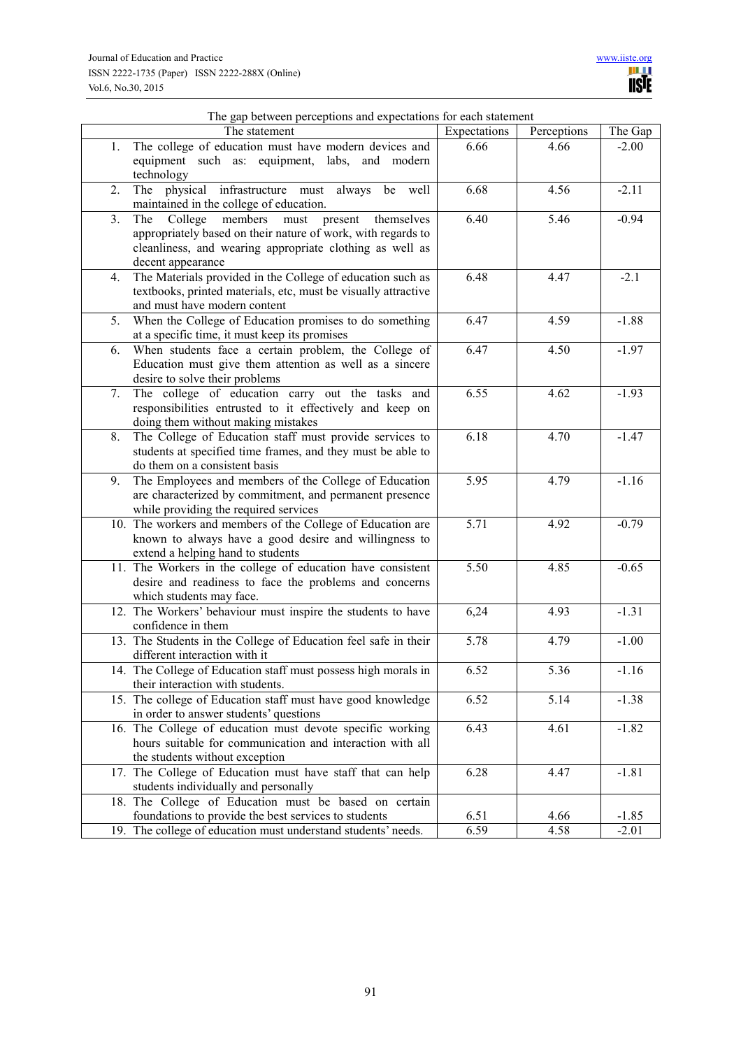The gap between perceptions and expectations for each statement

| The statement | Expectations | Perceptions | The Gap |
|---|---|---|---|
| 1. The college of education must have modern devices and equipment such as: equipment, labs, and modern technology | 6.66 | 4.66 | -2.00 |
| 2. The physical infrastructure must always be well maintained in the college of education. | 6.68 | 4.56 | -2.11 |
| 3. The College members must present themselves appropriately based on their nature of work, with regards to cleanliness, and wearing appropriate clothing as well as decent appearance | 6.40 | 5.46 | -0.94 |
| 4. The Materials provided in the College of education such as textbooks, printed materials, etc, must be visually attractive and must have modern content | 6.48 | 4.47 | -2.1 |
| 5. When the College of Education promises to do something at a specific time, it must keep its promises | 6.47 | 4.59 | -1.88 |
| 6. When students face a certain problem, the College of Education must give them attention as well as a sincere desire to solve their problems | 6.47 | 4.50 | -1.97 |
| 7. The college of education carry out the tasks and responsibilities entrusted to it effectively and keep on doing them without making mistakes | 6.55 | 4.62 | -1.93 |
| 8. The College of Education staff must provide services to students at specified time frames, and they must be able to do them on a consistent basis | 6.18 | 4.70 | -1.47 |
| 9. The Employees and members of the College of Education are characterized by commitment, and permanent presence while providing the required services | 5.95 | 4.79 | -1.16 |
| 10. The workers and members of the College of Education are known to always have a good desire and willingness to extend a helping hand to students | 5.71 | 4.92 | -0.79 |
| 11. The Workers in the college of education have consistent desire and readiness to face the problems and concerns which students may face. | 5.50 | 4.85 | -0.65 |
| 12. The Workers' behaviour must inspire the students to have confidence in them | 6,24 | 4.93 | -1.31 |
| 13. The Students in the College of Education feel safe in their different interaction with it | 5.78 | 4.79 | -1.00 |
| 14. The College of Education staff must possess high morals in their interaction with students. | 6.52 | 5.36 | -1.16 |
| 15. The college of Education staff must have good knowledge in order to answer students' questions | 6.52 | 5.14 | -1.38 |
| 16. The College of education must devote specific working hours suitable for communication and interaction with all the students without exception | 6.43 | 4.61 | -1.82 |
| 17. The College of Education must have staff that can help students individually and personally | 6.28 | 4.47 | -1.81 |
| 18. The College of Education must be based on certain foundations to provide the best services to students | 6.51 | 4.66 | -1.85 |
| 19. The college of education must understand students' needs. | 6.59 | 4.58 | -2.01 |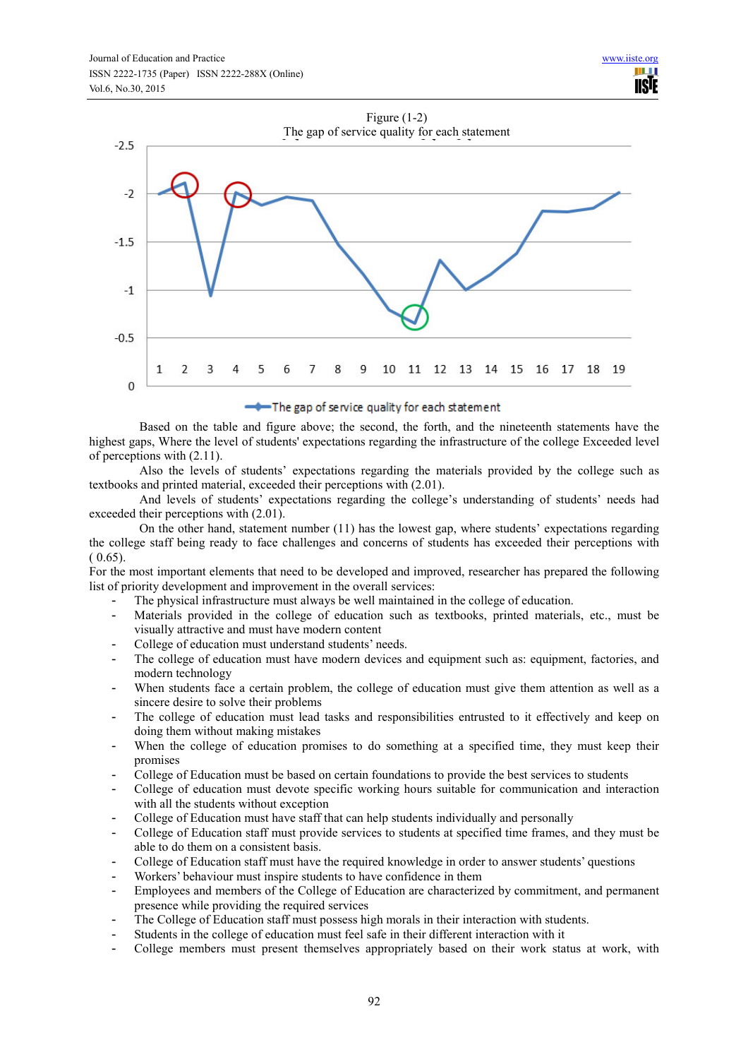Figure (1-2)

The gap of service quality for each statement

Based on the table and figure above; the second, the forth, and the nineteenth statements have the highest gaps, Where the level of students' expectations regarding the infrastructure of the college Exceeded level of perceptions with (2.11).

Also the levels of students' expectations regarding the materials provided by the college such as textbooks and printed material, exceeded their perceptions with (2.01).

And levels of students' expectations regarding the college's understanding of students' needs had exceeded their perceptions with (2.01).

On the other hand, statement number (11) has the lowest gap, where students' expectations regarding the college staff being ready to face challenges and concerns of students has exceeded their perceptions with ( 0.65).

For the most important elements that need to be developed and improved, researcher has prepared the following list of priority development and improvement in the overall services:

- The physical infrastructure must always be well maintained in the college of education.
- Materials provided in the college of education such as textbooks, printed materials, etc., must be visually attractive and must have modern content
- College of education must understand students' needs.
- The college of education must have modern devices and equipment such as: equipment, factories, and modern technology
- When students face a certain problem, the college of education must give them attention as well as a sincere desire to solve their problems
- The college of education must lead tasks and responsibilities entrusted to it effectively and keep on doing them without making mistakes
- When the college of education promises to do something at a specified time, they must keep their promises
- College of Education must be based on certain foundations to provide the best services to students
- College of education must devote specific working hours suitable for communication and interaction with all the students without exception
- College of Education must have staff that can help students individually and personally
- College of Education staff must provide services to students at specified time frames, and they must be able to do them on a consistent basis.
- College of Education staff must have the required knowledge in order to answer students' questions
- Workers' behaviour must inspire students to have confidence in them
- Employees and members of the College of Education are characterized by commitment, and permanent presence while providing the required services
- The College of Education staff must possess high morals in their interaction with students.
- Students in the college of education must feel safe in their different interaction with it
- College members must present themselves appropriately based on their work status at work, with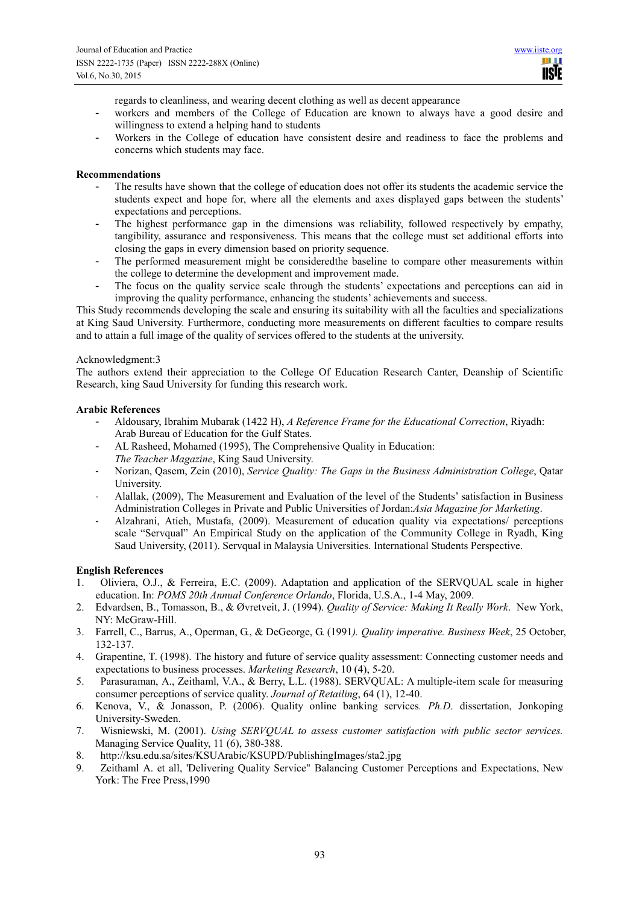regards to cleanliness, and wearing decent clothing as well as decent appearance

- workers and members of the College of Education are known to always have a good desire and willingness to extend a helping hand to students
- Workers in the College of education have consistent desire and readiness to face the problems and concerns which students may face.

**Recommendations**

- The results have shown that the college of education does not offer its students the academic service the students expect and hope for, where all the elements and axes displayed gaps between the students' expectations and perceptions.
- The highest performance gap in the dimensions was reliability, followed respectively by empathy, tangibility, assurance and responsiveness. This means that the college must set additional efforts into closing the gaps in every dimension based on priority sequence.
- The performed measurement might be consideredthe baseline to compare other measurements within the college to determine the development and improvement made.
- The focus on the quality service scale through the students' expectations and perceptions can aid in improving the quality performance, enhancing the students' achievements and success.

This Study recommends developing the scale and ensuring its suitability with all the faculties and specializations at King Saud University. Furthermore, conducting more measurements on different faculties to compare results and to attain a full image of the quality of services offered to the students at the university.

Acknowledgment:3

The authors extend their appreciation to the College Of Education Research Canter, Deanship of Scientific Research, king Saud University for funding this research work.

**Arabic References**

- Aldousary, Ibrahim Mubarak (1422 H), *A Reference Frame for the Educational Correction*, Riyadh: Arab Bureau of Education for the Gulf States.
- AL Rasheed, Mohamed (1995), The Comprehensive Quality in Education: *The Teacher Magazine*, King Saud University.
- Norizan, Qasem, Zein (2010), *Service Quality: The Gaps in the Business Administration College*, Qatar University.
- Alallak, (2009), The Measurement and Evaluation of the level of the Students' satisfaction in Business Administration Colleges in Private and Public Universities of Jordan:*Asia Magazine for Marketing*.
- Alzahrani, Atieh, Mustafa, (2009). Measurement of education quality via expectations/ perceptions scale "Servqual" An Empirical Study on the application of the Community College in Ryadh, King Saud University, (2011). Servqual in Malaysia Universities. International Students Perspective.

**English References**

1. Oliviera, O.J., & Ferreira, E.C. (2009). Adaptation and application of the SERVQUAL scale in higher education. In: *POMS 20th Annual Conference Orlando*, Florida, U.S.A., 1-4 May, 2009.
2. Edvardsen, B., Tomasson, B., & Øvretveit, J. (1994). *Quality of Service: Making It Really Work*. New York, NY: McGraw-Hill.
3. Farrell, C., Barrus, A., Operman, G., & DeGeorge, G. (1991*). Quality imperative. Business Week*, 25 October, 132-137.
4. Grapentine, T. (1998). The history and future of service quality assessment: Connecting customer needs and expectations to business processes. *Marketing Research*, 10 (4), 5-20.
5. Parasuraman, A., Zeithaml, V.A., & Berry, L.L. (1988). SERVQUAL: A multiple-item scale for measuring consumer perceptions of service quality. *Journal of Retailing*, 64 (1), 12-40.
6. Kenova, V., & Jonasson, P. (2006). Quality online banking services*. Ph.D*. dissertation, Jonkoping University-Sweden.
7. Wisniewski, M. (2001). *Using SERVQUAL to assess customer satisfaction with public sector services.* Managing Service Quality, 11 (6), 380-388.
8. http://ksu.edu.sa/sites/KSUArabic/KSUPD/PublishingImages/sta2.jpg
9. Zeithaml A. et all, 'Delivering Quality Service" Balancing Customer Perceptions and Expectations, New York: The Free Press,1990